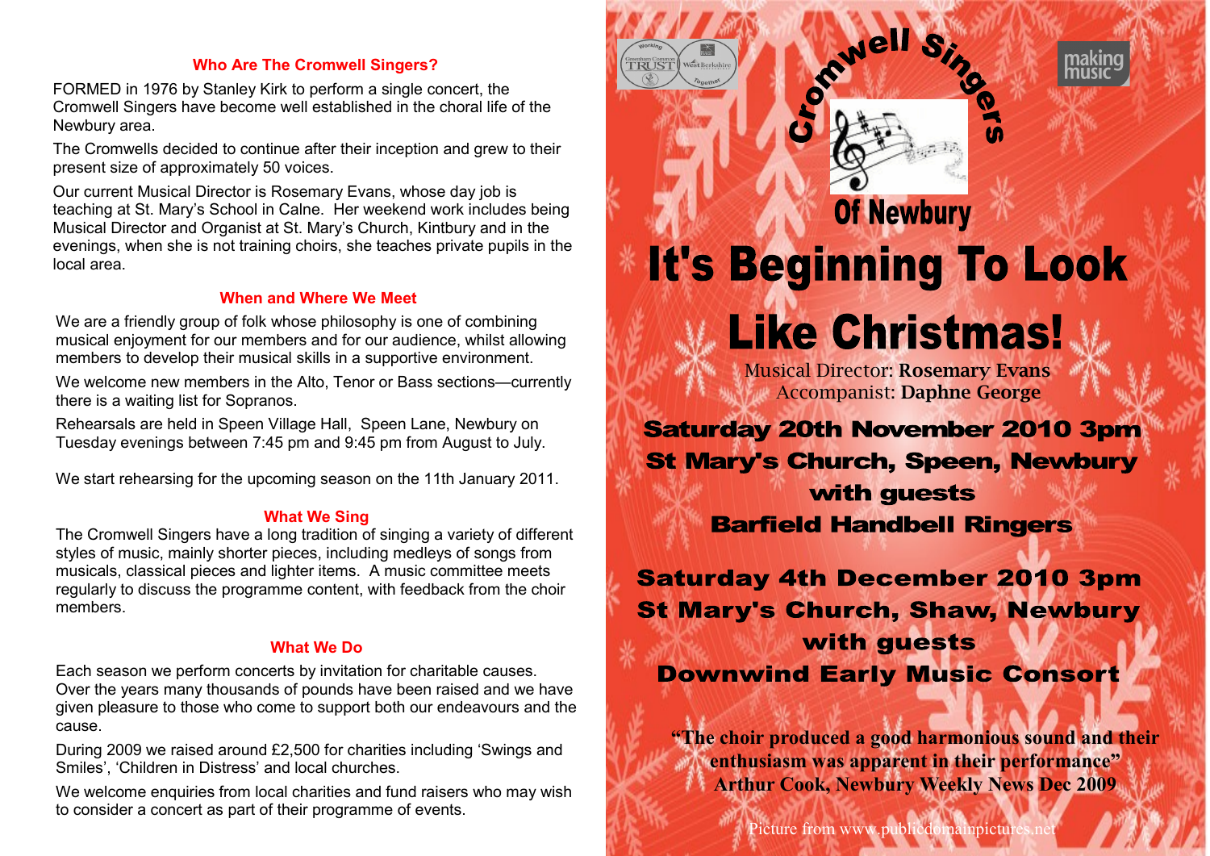## Who Are The Cromwell Singers?

FORMED in 1976 by Stanley Kirk to perform a single concert, the Cromwell Singers have become well established in the choral life of the Newbury area.

The Cromwells decided to continue after their inception and grew to their present size of approximately 50 voices.

Our current Musical Director is Rosemary Evans, whose day job is teaching at St. Mary's School in Calne. Her weekend work includes being Musical Director and Organist at St. Mary's Church, Kintbury and in the evenings, when she is not training choirs, she teaches private pupils in the local area.

## When and Where We Meet

We are a friendly group of folk whose philosophy is one of combining musical enjoyment for our members and for our audience, whilst allowing members to develop their musical skills in a supportive environment.

We welcome new members in the Alto, Tenor or Bass sections—currently there is a waiting list for Sopranos.

Rehearsals are held in Speen Village Hall, Speen Lane, Newbury on Tuesday evenings between 7:45 pm and 9:45 pm from August to July.

We start rehearsing for the upcoming season on the 11th January 2011.

## What We Sing

The Cromwell Singers have a long tradition of singing a variety of different styles of music, mainly shorter pieces, including medleys of songs from musicals, classical pieces and lighter items. A music committee meets regularly to discuss the programme content, with feedback from the choir members.

## What We Do

Each season we perform concerts by invitation for charitable causes. Over the years many thousands of pounds have been raised and we have given pleasure to those who come to support both our endeavours and the cause.

During 2009 we raised around £2,500 for charities including 'Swings and Smiles', 'Children in Distress' and local churches.

We welcome enquiries from local charities and fund raisers who may wish to consider a concert as part of their programme of events.

Working Together — Greenham Common Trust — West Berkshire

making music

# Cromwell Singers Of Newbury

# It's Beginning To Look Like Christmas!

Musical Director: **Rosemary Evans**
Accompanist: **Daphne George**

**Saturday 20th November 2010 3pm**
**St Mary's Church, Speen, Newbury**
**with guests**
**Barfield Handbell Ringers**

**Saturday 4th December 2010 3pm**
**St Mary's Church, Shaw, Newbury**
**with guests**
**Downwind Early Music Consort**

**"The choir produced a good harmonious sound and their enthusiasm was apparent in their performance"**
**Arthur Cook, Newbury Weekly News Dec 2009**

Picture from www.publicdomainpictures.net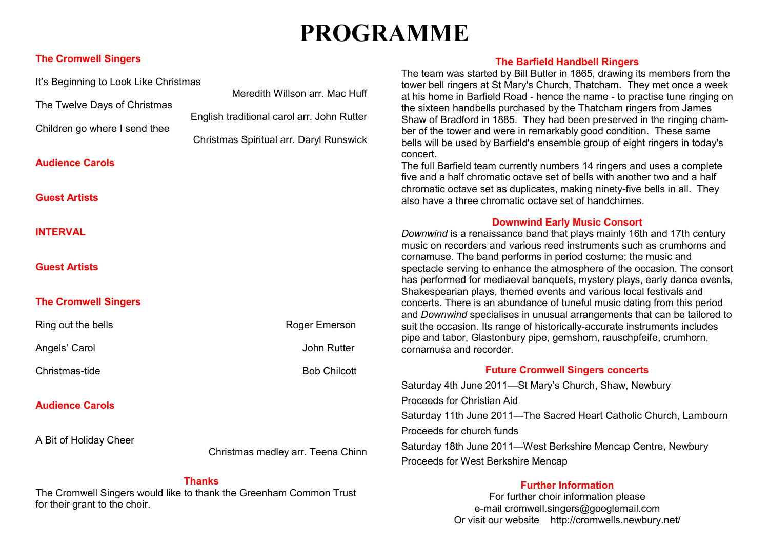# PROGRAMME

### The Cromwell Singers

It's Beginning to Look Like Christmas — Meredith Willson arr. Mac Huff

The Twelve Days of Christmas — English traditional carol arr. John Rutter

Children go where I send thee — Christmas Spiritual arr. Daryl Runswick

### Audience Carols

### Guest Artists

### INTERVAL

### Guest Artists

### The Cromwell Singers

Ring out the bells — Roger Emerson

Angels' Carol — John Rutter

Christmas-tide — Bob Chilcott

### Audience Carols

A Bit of Holiday Cheer — Christmas medley arr. Teena Chinn

### Thanks

The Cromwell Singers would like to thank the Greenham Common Trust for their grant to the choir.

### The Barfield Handbell Ringers

The team was started by Bill Butler in 1865, drawing its members from the tower bell ringers at St Mary's Church, Thatcham. They met once a week at his home in Barfield Road - hence the name - to practise tune ringing on the sixteen handbells purchased by the Thatcham ringers from James Shaw of Bradford in 1885. They had been preserved in the ringing chamber of the tower and were in remarkably good condition. These same bells will be used by Barfield's ensemble group of eight ringers in today's concert.

The full Barfield team currently numbers 14 ringers and uses a complete five and a half chromatic octave set of bells with another two and a half chromatic octave set as duplicates, making ninety-five bells in all. They also have a three chromatic octave set of handchimes.

### Downwind Early Music Consort

*Downwind* is a renaissance band that plays mainly 16th and 17th century music on recorders and various reed instruments such as crumhorns and cornamuse. The band performs in period costume; the music and spectacle serving to enhance the atmosphere of the occasion. The consort has performed for mediaeval banquets, mystery plays, early dance events, Shakespearian plays, themed events and various local festivals and concerts. There is an abundance of tuneful music dating from this period and *Downwind* specialises in unusual arrangements that can be tailored to suit the occasion. Its range of historically-accurate instruments includes pipe and tabor, Glastonbury pipe, gemshorn, rauschpfeife, crumhorn, cornamusa and recorder.

### Future Cromwell Singers concerts

Saturday 4th June 2011—St Mary's Church, Shaw, Newbury

Proceeds for Christian Aid

Saturday 11th June 2011—The Sacred Heart Catholic Church, Lambourn

Proceeds for church funds

Saturday 18th June 2011—West Berkshire Mencap Centre, Newbury

Proceeds for West Berkshire Mencap

### Further Information

For further choir information please
e-mail cromwell.singers@googlemail.com
Or visit our website http://cromwells.newbury.net/